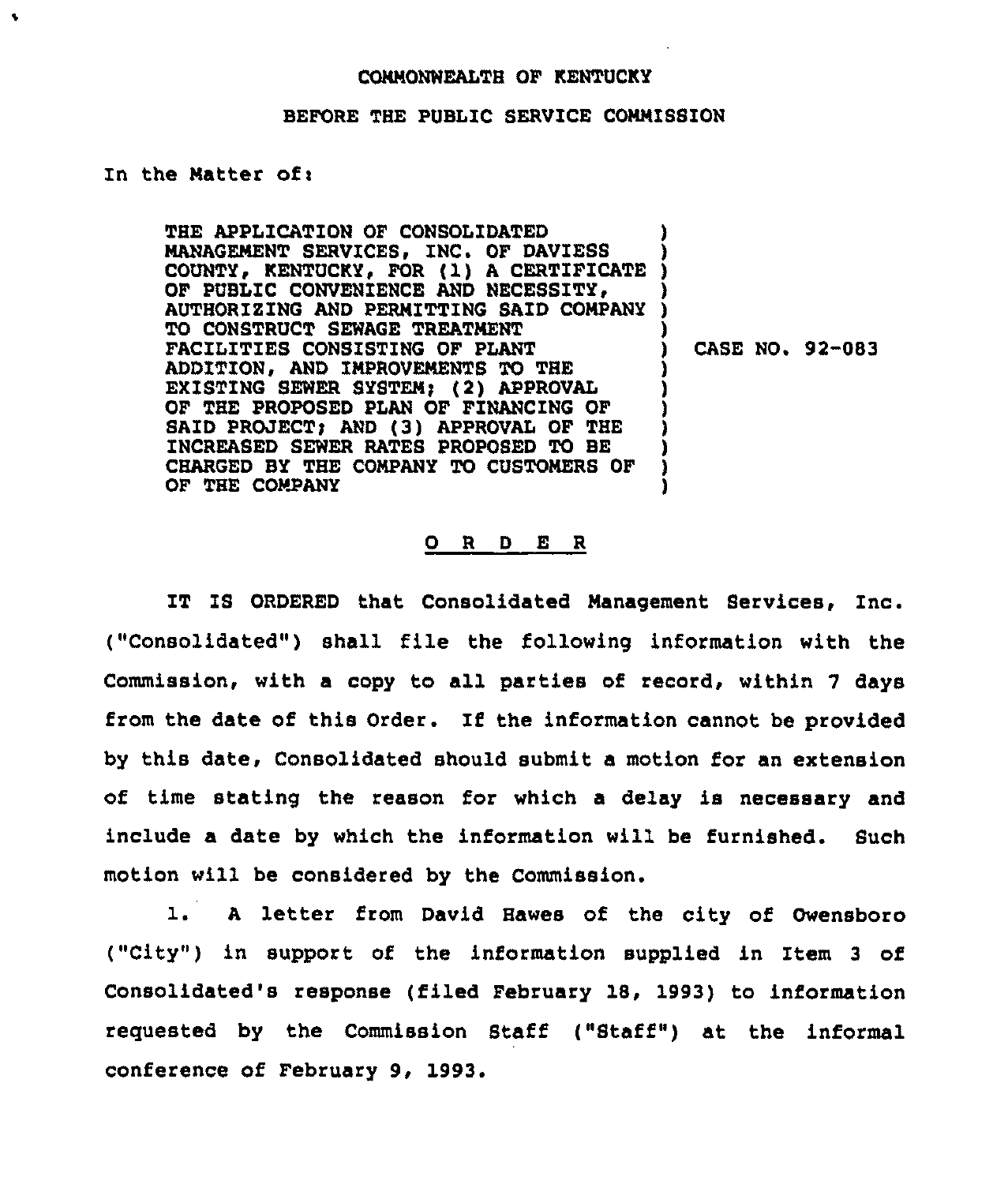COMMONWEALTH OF KENTUCKY

BEFORE THE PUBLIC SERVICE COMMISSION

In the Matter of:

| | | |
|---|---|---|
| THE APPLICATION OF CONSOLIDATED MANAGEMENT SERVICES, INC. OF DAVIESS COUNTY, KENTUCKY, FOR (1) A CERTIFICATE OF PUBLIC CONVENIENCE AND NECESSITY, AUTHORIZING AND PERMITTING SAID COMPANY TO CONSTRUCT SEWAGE TREATMENT FACILITIES CONSISTING OF PLANT ADDITION, AND IMPROVEMENTS TO THE EXISTING SEWER SYSTEM; (2) APPROVAL OF THE PROPOSED PLAN OF FINANCING OF SAID PROJECT; AND (3) APPROVAL OF THE INCREASED SEWER RATES PROPOSED TO BE CHARGED BY THE COMPANY TO CUSTOMERS OF OF THE COMPANY | ) | CASE NO. 92-083 |

O R D E R

IT IS ORDERED that Consolidated Management Services, Inc. ("Consolidated") shall file the following information with the Commission, with a copy to all parties of record, within 7 days from the date of this Order. If the information cannot be provided by this date, Consolidated should submit a motion for an extension of time stating the reason for which a delay is necessary and include a date by which the information will be furnished. Such motion will be considered by the Commission.

1. A letter from David Hawes of the city of Owensboro ("City") in support of the information supplied in Item 3 of Consolidated's response (filed February 18, 1993) to information requested by the Commission Staff ("Staff") at the informal conference of February 9, 1993.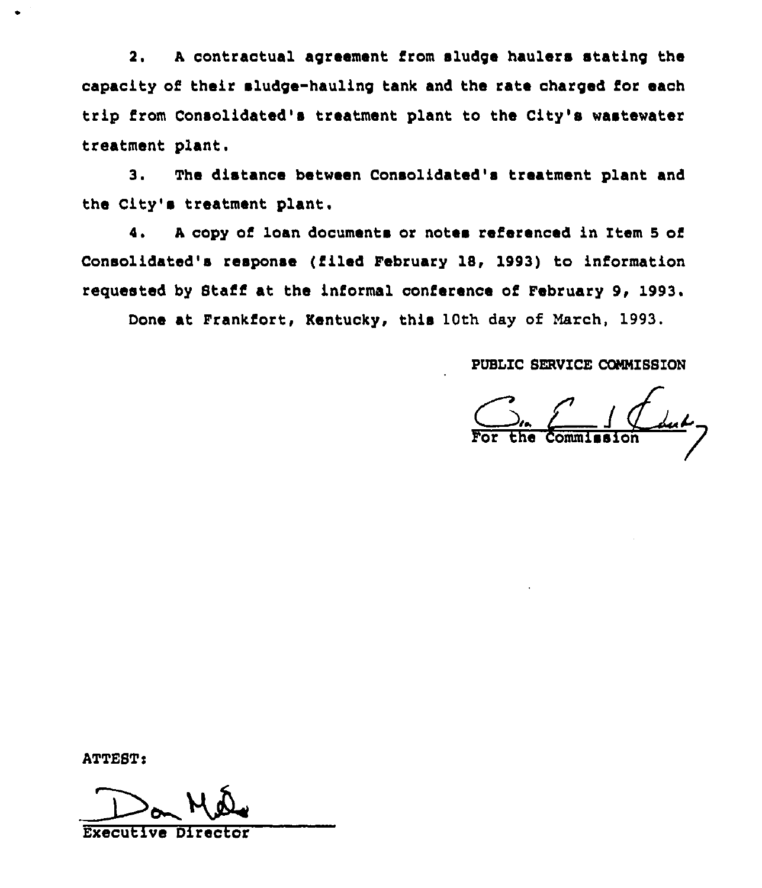2. A contractual agreement from sludge haulers stating the capacity of their sludge-hauling tank and the rate charged for each trip from Consolidated's treatment plant to the City's wastewater treatment plant.

3. The distance between Consolidated's treatment plant and the City's treatment plant.

4. A copy of loan documents or notes referenced in Item 5 of Consolidated's response (filed February 18, 1993) to information requested by Staff at the informal conference of February 9, 1993.

Done at Frankfort, Kentucky, this 10th day of March, 1993.

PUBLIC SERVICE COMMISSION

For the Commission

ATTEST:

Executive Director